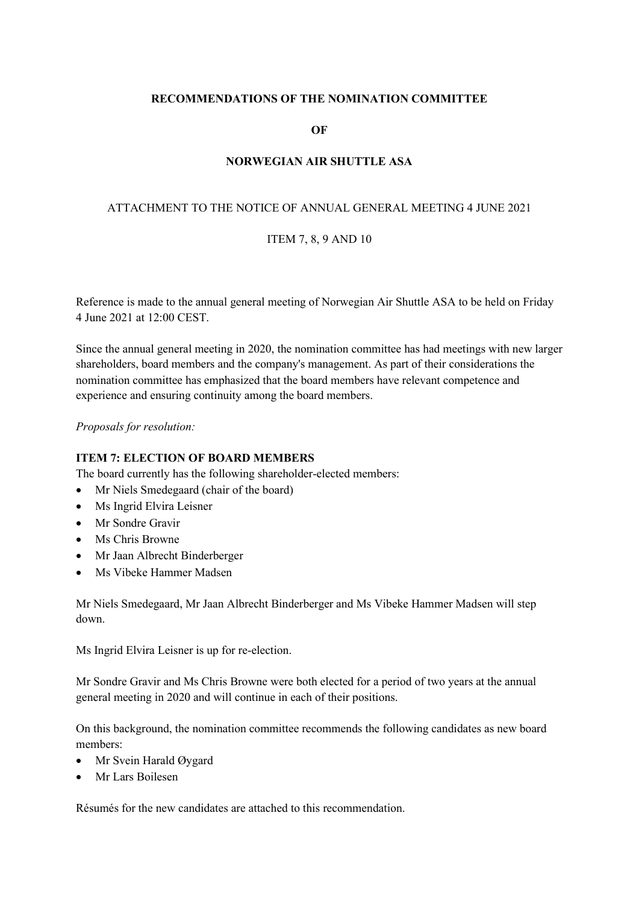**RECOMMENDATIONS OF THE NOMINATION COMMITTEE**

**OF**

**NORWEGIAN AIR SHUTTLE ASA**

ATTACHMENT TO THE NOTICE OF ANNUAL GENERAL MEETING 4 JUNE 2021

ITEM 7, 8, 9 AND 10

Reference is made to the annual general meeting of Norwegian Air Shuttle ASA to be held on Friday 4 June 2021 at 12:00 CEST.

Since the annual general meeting in 2020, the nomination committee has had meetings with new larger shareholders, board members and the company's management. As part of their considerations the nomination committee has emphasized that the board members have relevant competence and experience and ensuring continuity among the board members.

*Proposals for resolution:*

**ITEM 7: ELECTION OF BOARD MEMBERS**

The board currently has the following shareholder-elected members:

- Mr Niels Smedegaard (chair of the board)
- Ms Ingrid Elvira Leisner
- Mr Sondre Gravir
- Ms Chris Browne
- Mr Jaan Albrecht Binderberger
- Ms Vibeke Hammer Madsen

Mr Niels Smedegaard, Mr Jaan Albrecht Binderberger and Ms Vibeke Hammer Madsen will step down.

Ms Ingrid Elvira Leisner is up for re-election.

Mr Sondre Gravir and Ms Chris Browne were both elected for a period of two years at the annual general meeting in 2020 and will continue in each of their positions.

On this background, the nomination committee recommends the following candidates as new board members:

- Mr Svein Harald Øygard
- Mr Lars Boilesen

Résumés for the new candidates are attached to this recommendation.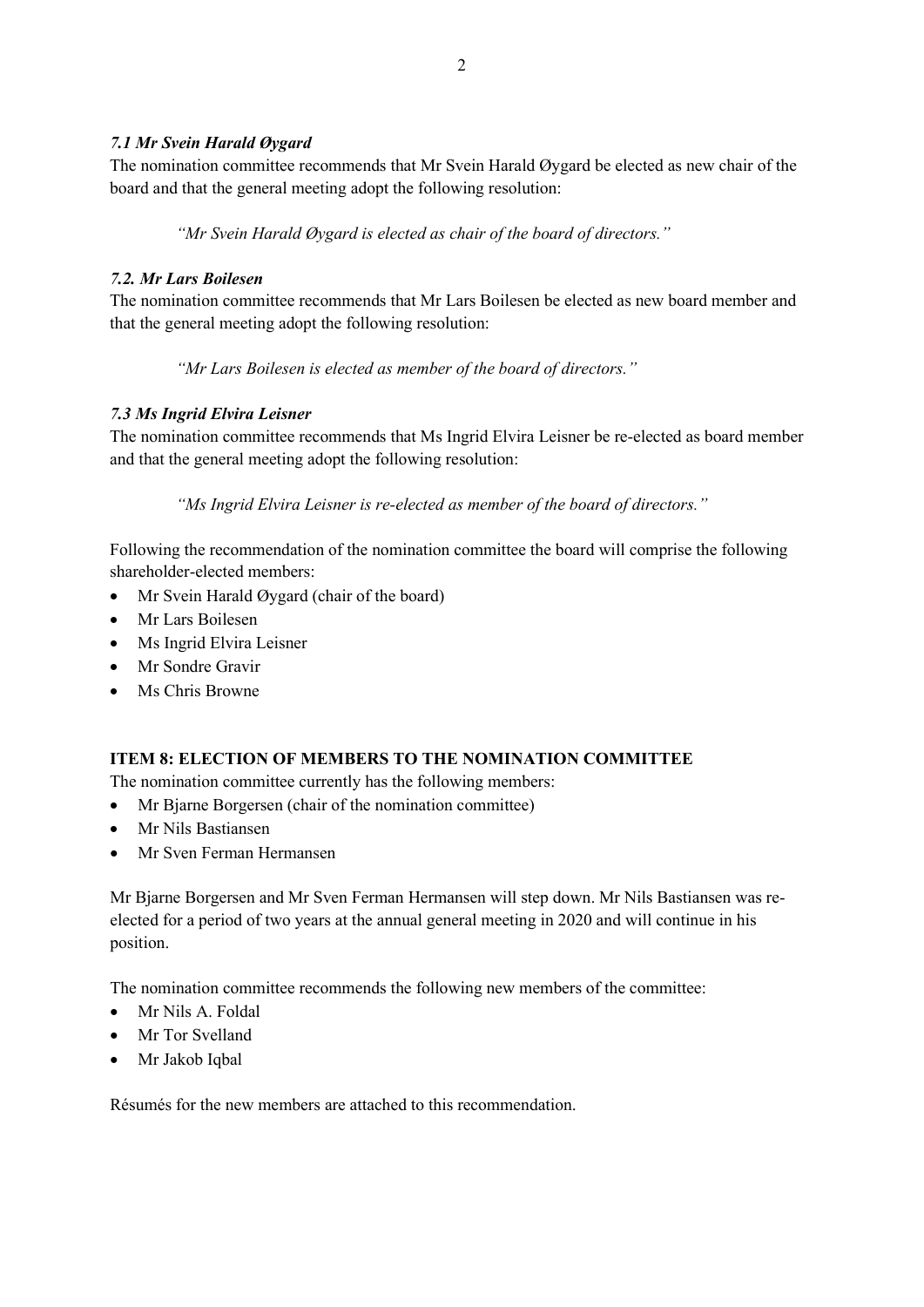### *7.1 Mr Svein Harald Øygard*

The nomination committee recommends that Mr Svein Harald Øygard be elected as new chair of the board and that the general meeting adopt the following resolution:

> *"Mr Svein Harald Øygard is elected as chair of the board of directors."*

### *7.2. Mr Lars Boilesen*

The nomination committee recommends that Mr Lars Boilesen be elected as new board member and that the general meeting adopt the following resolution:

> *"Mr Lars Boilesen is elected as member of the board of directors."*

### *7.3 Ms Ingrid Elvira Leisner*

The nomination committee recommends that Ms Ingrid Elvira Leisner be re-elected as board member and that the general meeting adopt the following resolution:

> *"Ms Ingrid Elvira Leisner is re-elected as member of the board of directors."*

Following the recommendation of the nomination committee the board will comprise the following shareholder-elected members:

- Mr Svein Harald Øygard (chair of the board)
- Mr Lars Boilesen
- Ms Ingrid Elvira Leisner
- Mr Sondre Gravir
- Ms Chris Browne

## ITEM 8: ELECTION OF MEMBERS TO THE NOMINATION COMMITTEE

The nomination committee currently has the following members:

- Mr Bjarne Borgersen (chair of the nomination committee)
- Mr Nils Bastiansen
- Mr Sven Ferman Hermansen

Mr Bjarne Borgersen and Mr Sven Ferman Hermansen will step down. Mr Nils Bastiansen was re-elected for a period of two years at the annual general meeting in 2020 and will continue in his position.

The nomination committee recommends the following new members of the committee:

- Mr Nils A. Foldal
- Mr Tor Svelland
- Mr Jakob Iqbal

Résumés for the new members are attached to this recommendation.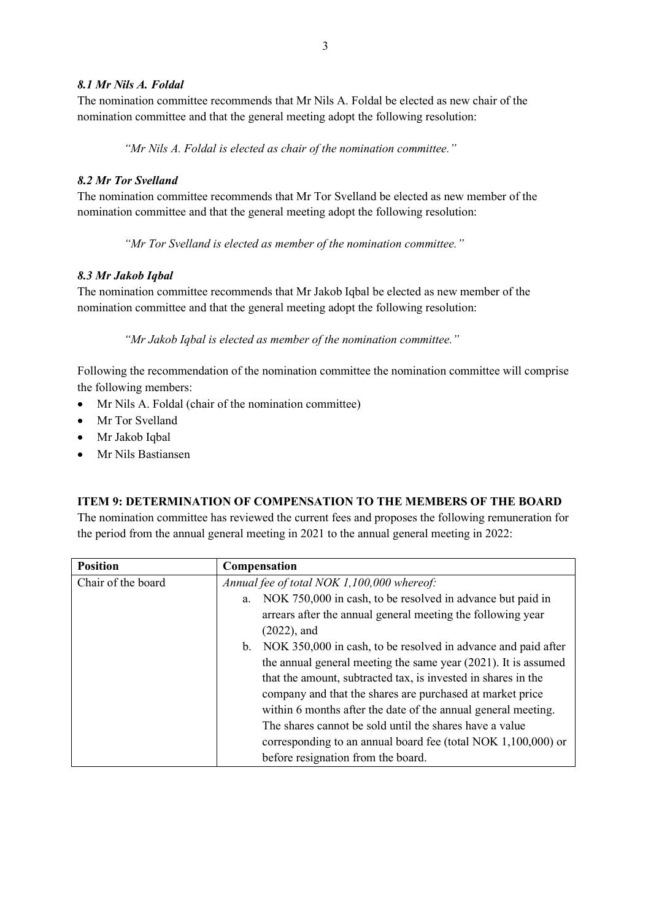### *8.1 Mr Nils A. Foldal*

The nomination committee recommends that Mr Nils A. Foldal be elected as new chair of the nomination committee and that the general meeting adopt the following resolution:

> *"Mr Nils A. Foldal is elected as chair of the nomination committee."*

### *8.2 Mr Tor Svelland*

The nomination committee recommends that Mr Tor Svelland be elected as new member of the nomination committee and that the general meeting adopt the following resolution:

> *"Mr Tor Svelland is elected as member of the nomination committee."*

### *8.3 Mr Jakob Iqbal*

The nomination committee recommends that Mr Jakob Iqbal be elected as new member of the nomination committee and that the general meeting adopt the following resolution:

> *"Mr Jakob Iqbal is elected as member of the nomination committee."*

Following the recommendation of the nomination committee the nomination committee will comprise the following members:

- Mr Nils A. Foldal (chair of the nomination committee)
- Mr Tor Svelland
- Mr Jakob Iqbal
- Mr Nils Bastiansen

## ITEM 9: DETERMINATION OF COMPENSATION TO THE MEMBERS OF THE BOARD

The nomination committee has reviewed the current fees and proposes the following remuneration for the period from the annual general meeting in 2021 to the annual general meeting in 2022:

| Position | Compensation |
|---|---|
| Chair of the board | *Annual fee of total NOK 1,100,000 whereof:*<br>a. NOK 750,000 in cash, to be resolved in advance but paid in arrears after the annual general meeting the following year (2022), and<br>b. NOK 350,000 in cash, to be resolved in advance and paid after the annual general meeting the same year (2021). It is assumed that the amount, subtracted tax, is invested in shares in the company and that the shares are purchased at market price within 6 months after the date of the annual general meeting. The shares cannot be sold until the shares have a value corresponding to an annual board fee (total NOK 1,100,000) or before resignation from the board. |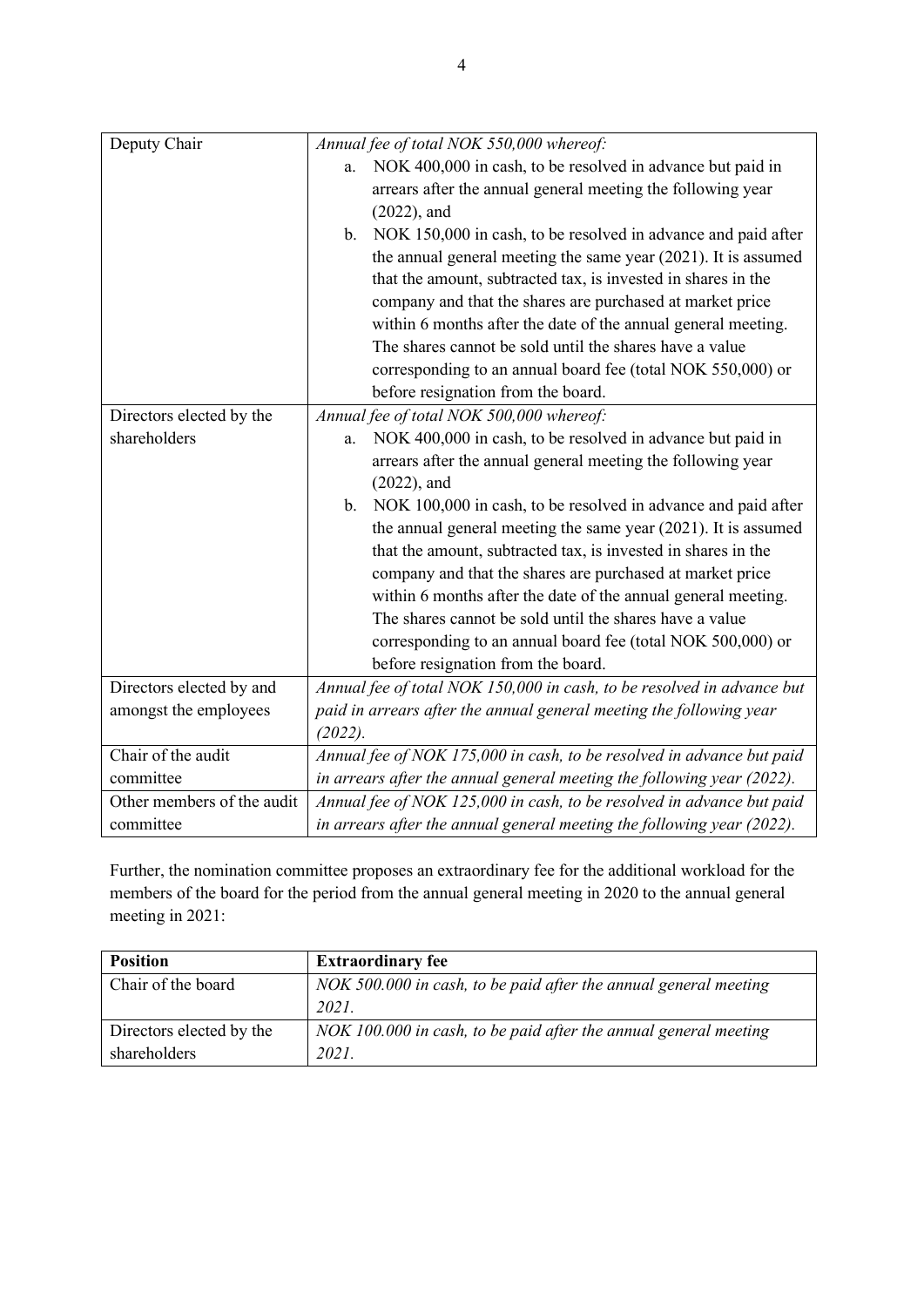| Deputy Chair | *Annual fee of total NOK 550,000 whereof:*<br>a. NOK 400,000 in cash, to be resolved in advance but paid in arrears after the annual general meeting the following year (2022), and<br>b. NOK 150,000 in cash, to be resolved in advance and paid after the annual general meeting the same year (2021). It is assumed that the amount, subtracted tax, is invested in shares in the company and that the shares are purchased at market price within 6 months after the date of the annual general meeting. The shares cannot be sold until the shares have a value corresponding to an annual board fee (total NOK 550,000) or before resignation from the board. |
|---|---|
| Directors elected by the shareholders | *Annual fee of total NOK 500,000 whereof:*<br>a. NOK 400,000 in cash, to be resolved in advance but paid in arrears after the annual general meeting the following year (2022), and<br>b. NOK 100,000 in cash, to be resolved in advance and paid after the annual general meeting the same year (2021). It is assumed that the amount, subtracted tax, is invested in shares in the company and that the shares are purchased at market price within 6 months after the date of the annual general meeting. The shares cannot be sold until the shares have a value corresponding to an annual board fee (total NOK 500,000) or before resignation from the board. |
| Directors elected by and amongst the employees | *Annual fee of total NOK 150,000 in cash, to be resolved in advance but paid in arrears after the annual general meeting the following year (2022).* |
| Chair of the audit committee | *Annual fee of NOK 175,000 in cash, to be resolved in advance but paid in arrears after the annual general meeting the following year (2022).* |
| Other members of the audit committee | *Annual fee of NOK 125,000 in cash, to be resolved in advance but paid in arrears after the annual general meeting the following year (2022).* |

Further, the nomination committee proposes an extraordinary fee for the additional workload for the members of the board for the period from the annual general meeting in 2020 to the annual general meeting in 2021:

| Position | Extraordinary fee |
|---|---|
| Chair of the board | *NOK 500.000 in cash, to be paid after the annual general meeting 2021.* |
| Directors elected by the shareholders | *NOK 100.000 in cash, to be paid after the annual general meeting 2021.* |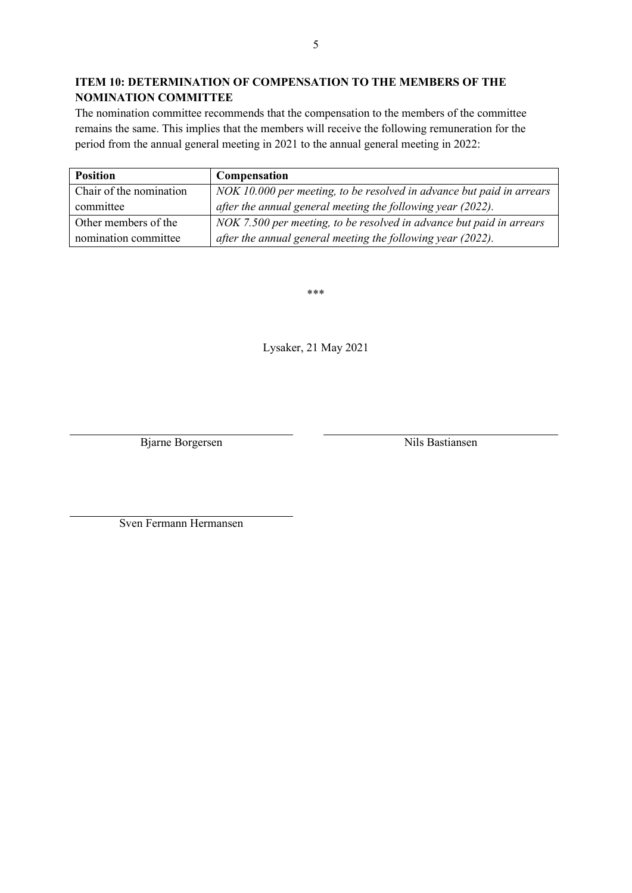**ITEM 10: DETERMINATION OF COMPENSATION TO THE MEMBERS OF THE NOMINATION COMMITTEE**

The nomination committee recommends that the compensation to the members of the committee remains the same. This implies that the members will receive the following remuneration for the period from the annual general meeting in 2021 to the annual general meeting in 2022:

| Position | Compensation |
|---|---|
| Chair of the nomination committee | *NOK 10.000 per meeting, to be resolved in advance but paid in arrears after the annual general meeting the following year (2022).* |
| Other members of the nomination committee | *NOK 7.500 per meeting, to be resolved in advance but paid in arrears after the annual general meeting the following year (2022).* |

\*\*\*

Lysaker, 21 May 2021

Bjarne Borgersen

Nils Bastiansen

Sven Fermann Hermansen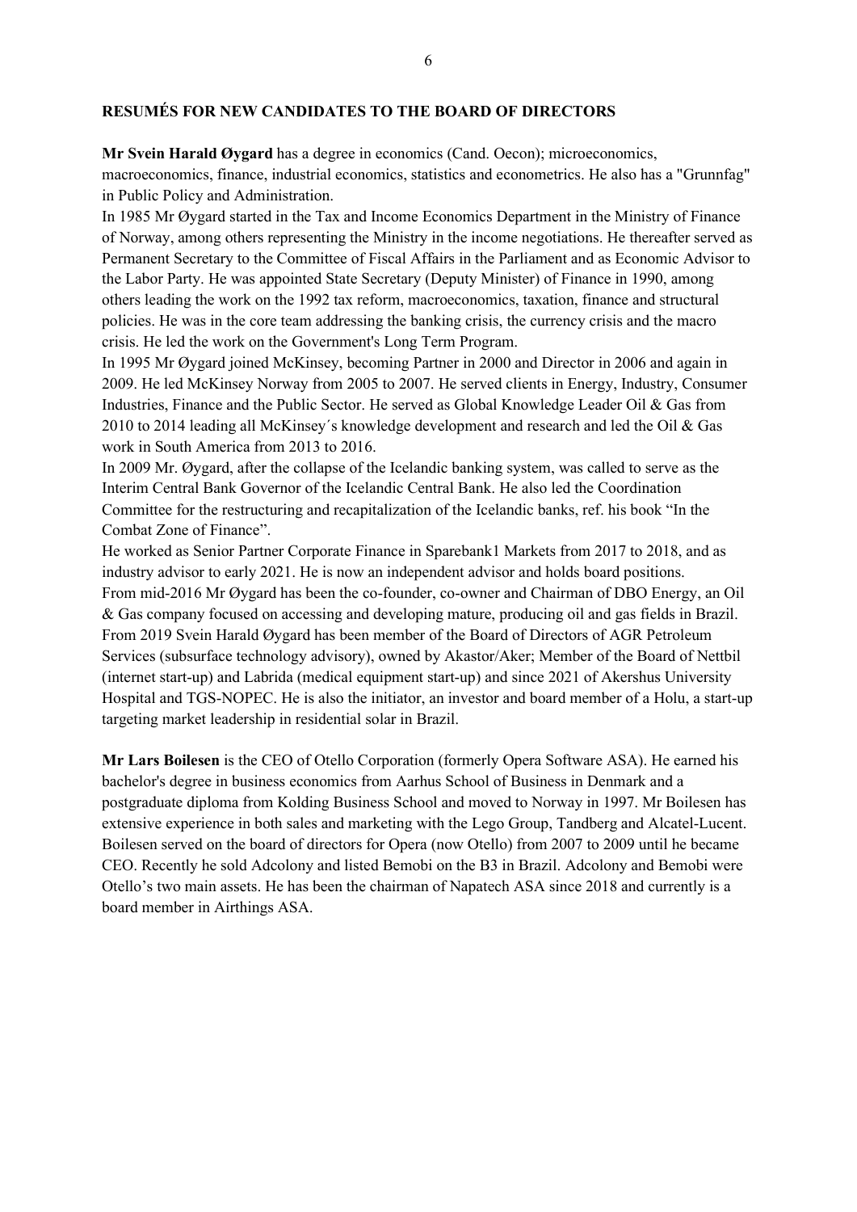## RESUMÉS FOR NEW CANDIDATES TO THE BOARD OF DIRECTORS

**Mr Svein Harald Øygard** has a degree in economics (Cand. Oecon); microeconomics, macroeconomics, finance, industrial economics, statistics and econometrics. He also has a "Grunnfag" in Public Policy and Administration.

In 1985 Mr Øygard started in the Tax and Income Economics Department in the Ministry of Finance of Norway, among others representing the Ministry in the income negotiations. He thereafter served as Permanent Secretary to the Committee of Fiscal Affairs in the Parliament and as Economic Advisor to the Labor Party. He was appointed State Secretary (Deputy Minister) of Finance in 1990, among others leading the work on the 1992 tax reform, macroeconomics, taxation, finance and structural policies. He was in the core team addressing the banking crisis, the currency crisis and the macro crisis. He led the work on the Government's Long Term Program.

In 1995 Mr Øygard joined McKinsey, becoming Partner in 2000 and Director in 2006 and again in 2009. He led McKinsey Norway from 2005 to 2007. He served clients in Energy, Industry, Consumer Industries, Finance and the Public Sector. He served as Global Knowledge Leader Oil & Gas from 2010 to 2014 leading all McKinsey´s knowledge development and research and led the Oil & Gas work in South America from 2013 to 2016.

In 2009 Mr. Øygard, after the collapse of the Icelandic banking system, was called to serve as the Interim Central Bank Governor of the Icelandic Central Bank. He also led the Coordination Committee for the restructuring and recapitalization of the Icelandic banks, ref. his book "In the Combat Zone of Finance".

He worked as Senior Partner Corporate Finance in Sparebank1 Markets from 2017 to 2018, and as industry advisor to early 2021. He is now an independent advisor and holds board positions.

From mid-2016 Mr Øygard has been the co-founder, co-owner and Chairman of DBO Energy, an Oil & Gas company focused on accessing and developing mature, producing oil and gas fields in Brazil.

From 2019 Svein Harald Øygard has been member of the Board of Directors of AGR Petroleum Services (subsurface technology advisory), owned by Akastor/Aker; Member of the Board of Nettbil (internet start-up) and Labrida (medical equipment start-up) and since 2021 of Akershus University Hospital and TGS-NOPEC. He is also the initiator, an investor and board member of a Holu, a start-up targeting market leadership in residential solar in Brazil.

**Mr Lars Boilesen** is the CEO of Otello Corporation (formerly Opera Software ASA). He earned his bachelor's degree in business economics from Aarhus School of Business in Denmark and a postgraduate diploma from Kolding Business School and moved to Norway in 1997. Mr Boilesen has extensive experience in both sales and marketing with the Lego Group, Tandberg and Alcatel-Lucent. Boilesen served on the board of directors for Opera (now Otello) from 2007 to 2009 until he became CEO. Recently he sold Adcolony and listed Bemobi on the B3 in Brazil. Adcolony and Bemobi were Otello's two main assets. He has been the chairman of Napatech ASA since 2018 and currently is a board member in Airthings ASA.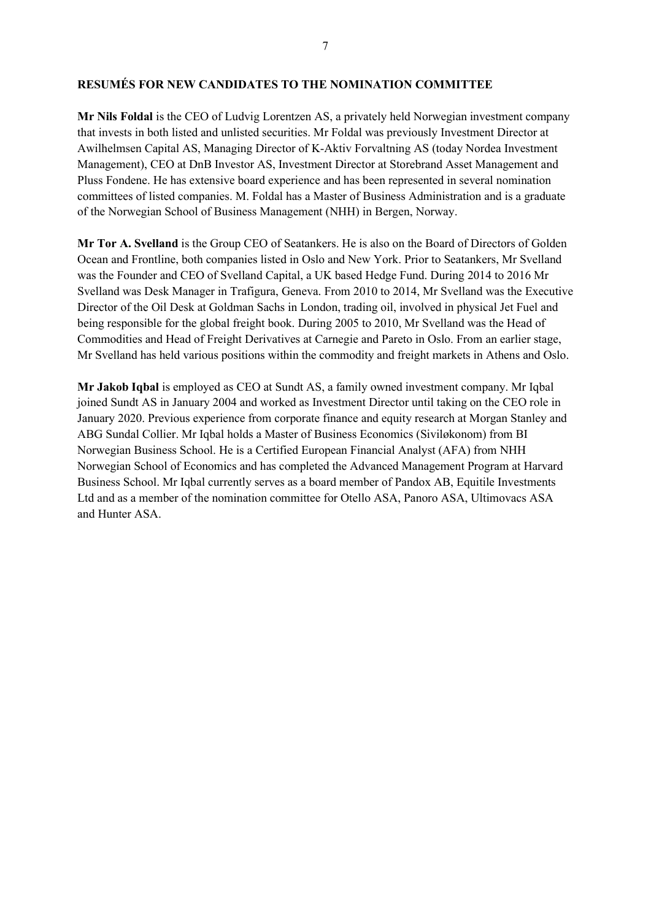## RESUMÉS FOR NEW CANDIDATES TO THE NOMINATION COMMITTEE

**Mr Nils Foldal** is the CEO of Ludvig Lorentzen AS, a privately held Norwegian investment company that invests in both listed and unlisted securities. Mr Foldal was previously Investment Director at Awilhelmsen Capital AS, Managing Director of K-Aktiv Forvaltning AS (today Nordea Investment Management), CEO at DnB Investor AS, Investment Director at Storebrand Asset Management and Pluss Fondene. He has extensive board experience and has been represented in several nomination committees of listed companies. M. Foldal has a Master of Business Administration and is a graduate of the Norwegian School of Business Management (NHH) in Bergen, Norway.

**Mr Tor A. Svelland** is the Group CEO of Seatankers. He is also on the Board of Directors of Golden Ocean and Frontline, both companies listed in Oslo and New York. Prior to Seatankers, Mr Svelland was the Founder and CEO of Svelland Capital, a UK based Hedge Fund. During 2014 to 2016 Mr Svelland was Desk Manager in Trafigura, Geneva. From 2010 to 2014, Mr Svelland was the Executive Director of the Oil Desk at Goldman Sachs in London, trading oil, involved in physical Jet Fuel and being responsible for the global freight book. During 2005 to 2010, Mr Svelland was the Head of Commodities and Head of Freight Derivatives at Carnegie and Pareto in Oslo. From an earlier stage, Mr Svelland has held various positions within the commodity and freight markets in Athens and Oslo.

**Mr Jakob Iqbal** is employed as CEO at Sundt AS, a family owned investment company. Mr Iqbal joined Sundt AS in January 2004 and worked as Investment Director until taking on the CEO role in January 2020. Previous experience from corporate finance and equity research at Morgan Stanley and ABG Sundal Collier. Mr Iqbal holds a Master of Business Economics (Siviløkonom) from BI Norwegian Business School. He is a Certified European Financial Analyst (AFA) from NHH Norwegian School of Economics and has completed the Advanced Management Program at Harvard Business School. Mr Iqbal currently serves as a board member of Pandox AB, Equitile Investments Ltd and as a member of the nomination committee for Otello ASA, Panoro ASA, Ultimovacs ASA and Hunter ASA.